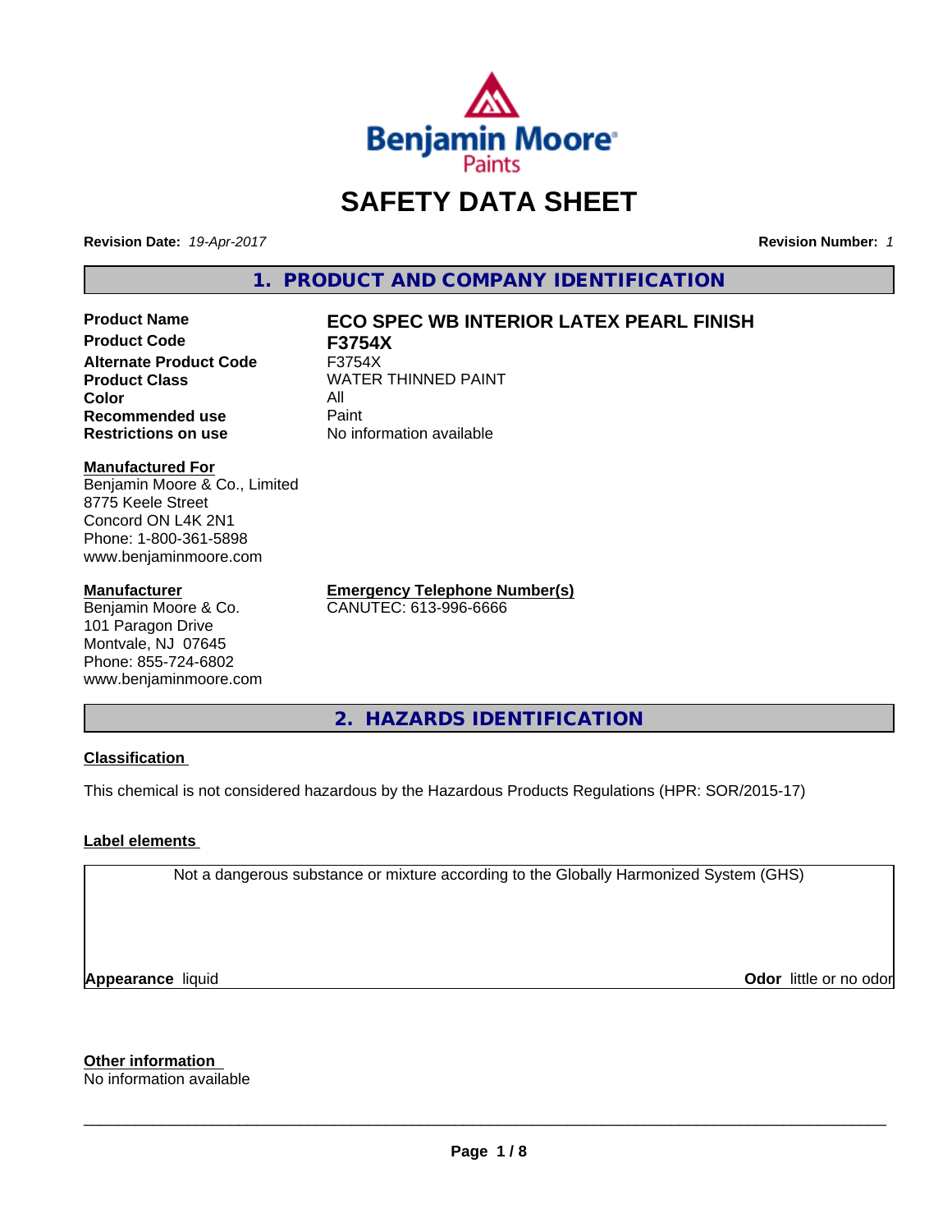# SAFETY DATA SHEET

**Revision Date:** *19-Apr-2017* **Revision Number:** *1*

## 1. PRODUCT AND COMPANY IDENTIFICATION

| | |
|---|---|
| **Product Name** | **ECO SPEC WB INTERIOR LATEX PEARL FINISH** |
| **Product Code** | **F3754X** |
| **Alternate Product Code** | F3754X |
| **Product Class** | WATER THINNED PAINT |
| **Color** | All |
| **Recommended use** | Paint |
| **Restrictions on use** | No information available |

**Manufactured For**
Benjamin Moore & Co., Limited
8775 Keele Street
Concord ON L4K 2N1
Phone: 1-800-361-5898
www.benjaminmoore.com

**Manufacturer**
Benjamin Moore & Co.
101 Paragon Drive
Montvale, NJ 07645
Phone: 855-724-6802
www.benjaminmoore.com

**Emergency Telephone Number(s)**
CANUTEC: 613-996-6666

## 2. HAZARDS IDENTIFICATION

**Classification**

This chemical is not considered hazardous by the Hazardous Products Regulations (HPR: SOR/2015-17)

**Label elements**

Not a dangerous substance or mixture according to the Globally Harmonized System (GHS)

**Appearance** liquid **Odor** little or no odor

**Other information**
No information available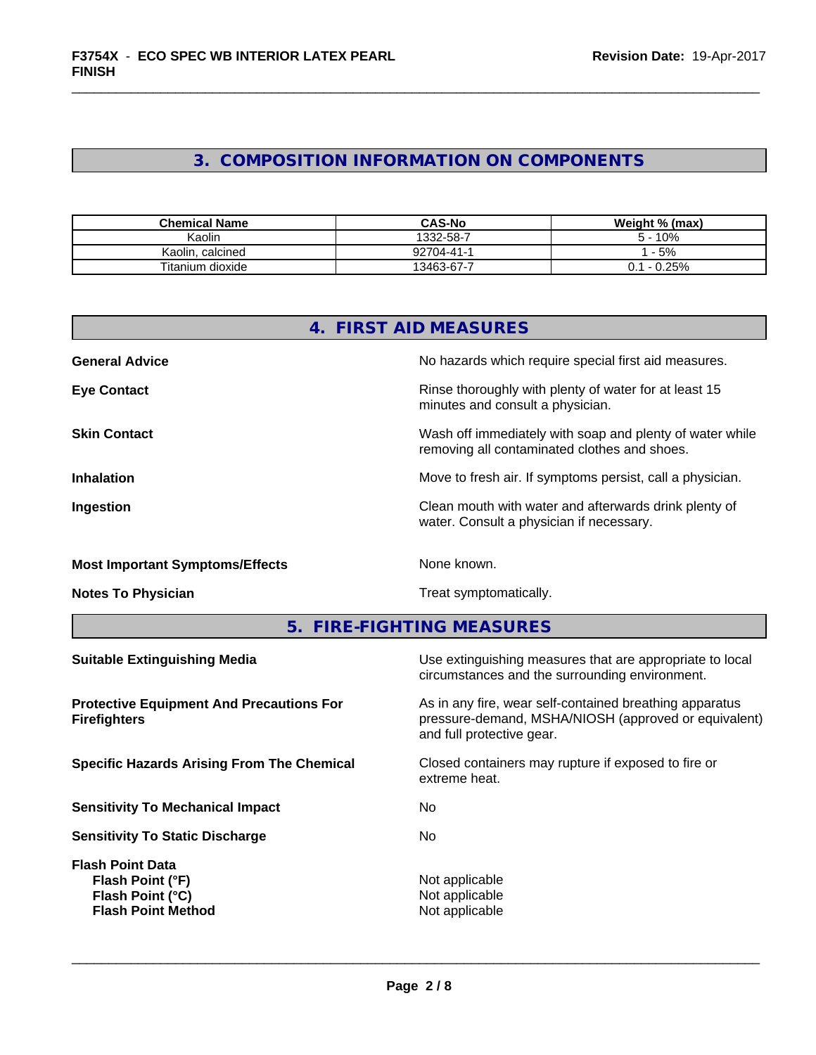## 3. COMPOSITION INFORMATION ON COMPONENTS

| Chemical Name | CAS-No | Weight % (max) |
|---|---|---|
| Kaolin | 1332-58-7 | 5 - 10% |
| Kaolin, calcined | 92704-41-1 | 1 - 5% |
| Titanium dioxide | 13463-67-7 | 0.1 - 0.25% |

## 4. FIRST AID MEASURES

**General Advice** No hazards which require special first aid measures.

**Eye Contact** Rinse thoroughly with plenty of water for at least 15 minutes and consult a physician.

**Skin Contact** Wash off immediately with soap and plenty of water while removing all contaminated clothes and shoes.

**Inhalation** Move to fresh air. If symptoms persist, call a physician.

**Ingestion** Clean mouth with water and afterwards drink plenty of water. Consult a physician if necessary.

**Most Important Symptoms/Effects** None known.

**Notes To Physician** Treat symptomatically.

## 5. FIRE-FIGHTING MEASURES

**Suitable Extinguishing Media** Use extinguishing measures that are appropriate to local circumstances and the surrounding environment.

**Protective Equipment And Precautions For Firefighters** As in any fire, wear self-contained breathing apparatus pressure-demand, MSHA/NIOSH (approved or equivalent) and full protective gear.

**Specific Hazards Arising From The Chemical** Closed containers may rupture if exposed to fire or extreme heat.

**Sensitivity To Mechanical Impact** No

**Sensitivity To Static Discharge** No

**Flash Point Data**
- **Flash Point (°F)** Not applicable
- **Flash Point (°C)** Not applicable
- **Flash Point Method** Not applicable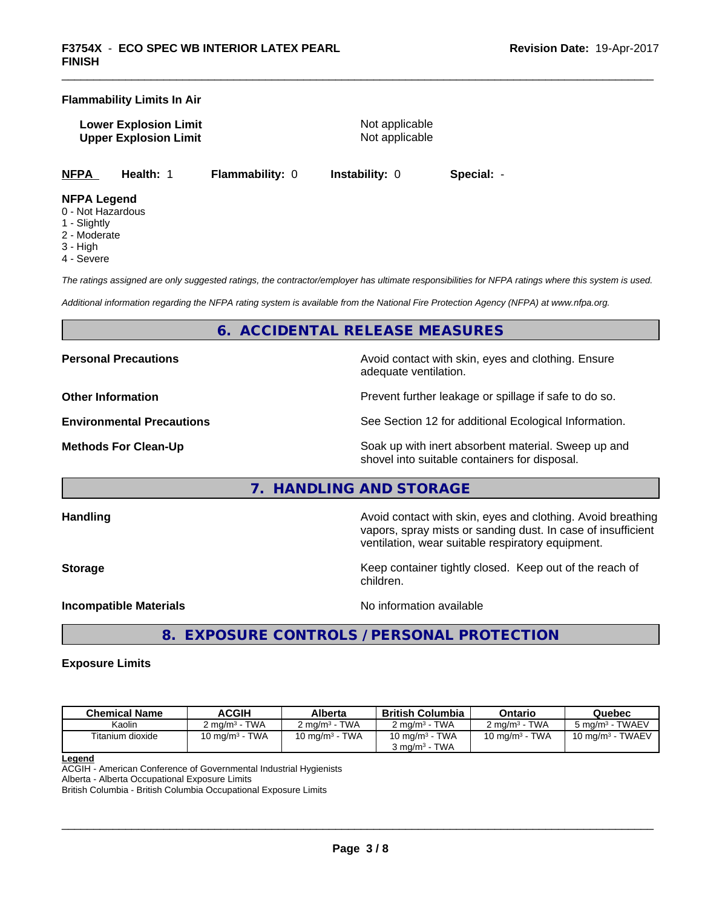**Flammability Limits In Air**

**Lower Explosion Limit** Not applicable
**Upper Explosion Limit** Not applicable

**NFPA** **Health:** 1 **Flammability:** 0 **Instability:** 0 **Special:** -

**NFPA Legend**
0 - Not Hazardous
1 - Slightly
2 - Moderate
3 - High
4 - Severe

*The ratings assigned are only suggested ratings, the contractor/employer has ultimate responsibilities for NFPA ratings where this system is used.*

*Additional information regarding the NFPA rating system is available from the National Fire Protection Agency (NFPA) at www.nfpa.org.*

## 6. ACCIDENTAL RELEASE MEASURES

**Personal Precautions** Avoid contact with skin, eyes and clothing. Ensure adequate ventilation.

**Other Information** Prevent further leakage or spillage if safe to do so.

**Environmental Precautions** See Section 12 for additional Ecological Information.

**Methods For Clean-Up** Soak up with inert absorbent material. Sweep up and shovel into suitable containers for disposal.

## 7. HANDLING AND STORAGE

**Handling** Avoid contact with skin, eyes and clothing. Avoid breathing vapors, spray mists or sanding dust. In case of insufficient ventilation, wear suitable respiratory equipment.

**Storage** Keep container tightly closed. Keep out of the reach of children.

**Incompatible Materials** No information available

## 8. EXPOSURE CONTROLS / PERSONAL PROTECTION

**Exposure Limits**

| Chemical Name | ACGIH | Alberta | British Columbia | Ontario | Quebec |
|---|---|---|---|---|---|
| Kaolin | 2 mg/m³ - TWA | 2 mg/m³ - TWA | 2 mg/m³ - TWA | 2 mg/m³ - TWA | 5 mg/m³ - TWAEV |
| Titanium dioxide | 10 mg/m³ - TWA | 10 mg/m³ - TWA | 10 mg/m³ - TWA<br>3 mg/m³ - TWA | 10 mg/m³ - TWA | 10 mg/m³ - TWAEV |

**Legend**
ACGIH - American Conference of Governmental Industrial Hygienists
Alberta - Alberta Occupational Exposure Limits
British Columbia - British Columbia Occupational Exposure Limits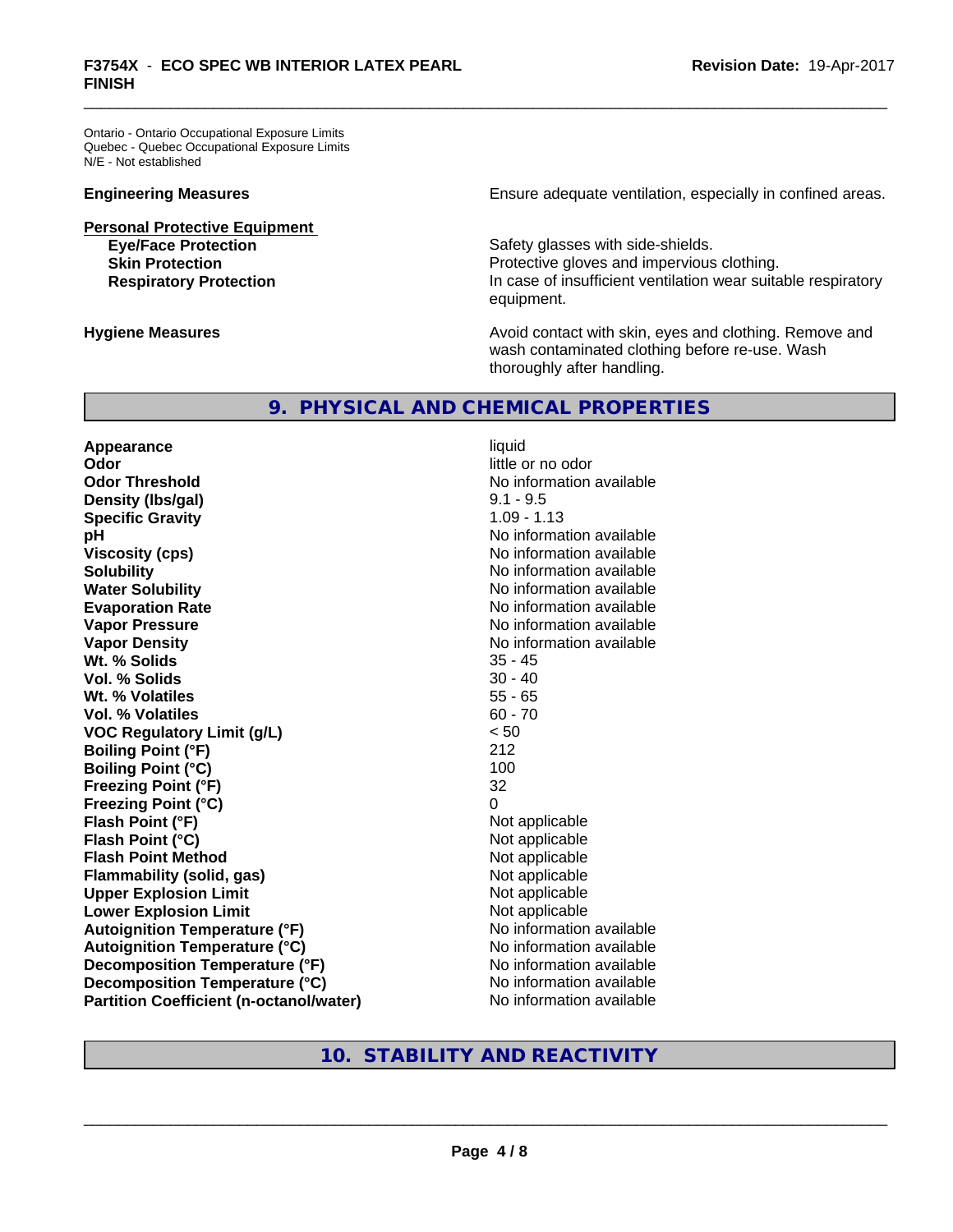Ontario - Ontario Occupational Exposure Limits
Quebec - Quebec Occupational Exposure Limits
N/E - Not established

| | |
|---|---|
| **Engineering Measures** | Ensure adequate ventilation, especially in confined areas. |

**Personal Protective Equipment**

| | |
|---|---|
| **Eye/Face Protection** | Safety glasses with side-shields. |
| **Skin Protection** | Protective gloves and impervious clothing. |
| **Respiratory Protection** | In case of insufficient ventilation wear suitable respiratory equipment. |

| | |
|---|---|
| **Hygiene Measures** | Avoid contact with skin, eyes and clothing. Remove and wash contaminated clothing before re-use. Wash thoroughly after handling. |

## 9. PHYSICAL AND CHEMICAL PROPERTIES

| | |
|---|---|
| **Appearance** | liquid |
| **Odor** | little or no odor |
| **Odor Threshold** | No information available |
| **Density (lbs/gal)** | 9.1 - 9.5 |
| **Specific Gravity** | 1.09 - 1.13 |
| **pH** | No information available |
| **Viscosity (cps)** | No information available |
| **Solubility** | No information available |
| **Water Solubility** | No information available |
| **Evaporation Rate** | No information available |
| **Vapor Pressure** | No information available |
| **Vapor Density** | No information available |
| **Wt. % Solids** | 35 - 45 |
| **Vol. % Solids** | 30 - 40 |
| **Wt. % Volatiles** | 55 - 65 |
| **Vol. % Volatiles** | 60 - 70 |
| **VOC Regulatory Limit (g/L)** | < 50 |
| **Boiling Point (°F)** | 212 |
| **Boiling Point (°C)** | 100 |
| **Freezing Point (°F)** | 32 |
| **Freezing Point (°C)** | 0 |
| **Flash Point (°F)** | Not applicable |
| **Flash Point (°C)** | Not applicable |
| **Flash Point Method** | Not applicable |
| **Flammability (solid, gas)** | Not applicable |
| **Upper Explosion Limit** | Not applicable |
| **Lower Explosion Limit** | Not applicable |
| **Autoignition Temperature (°F)** | No information available |
| **Autoignition Temperature (°C)** | No information available |
| **Decomposition Temperature (°F)** | No information available |
| **Decomposition Temperature (°C)** | No information available |
| **Partition Coefficient (n-octanol/water)** | No information available |

## 10. STABILITY AND REACTIVITY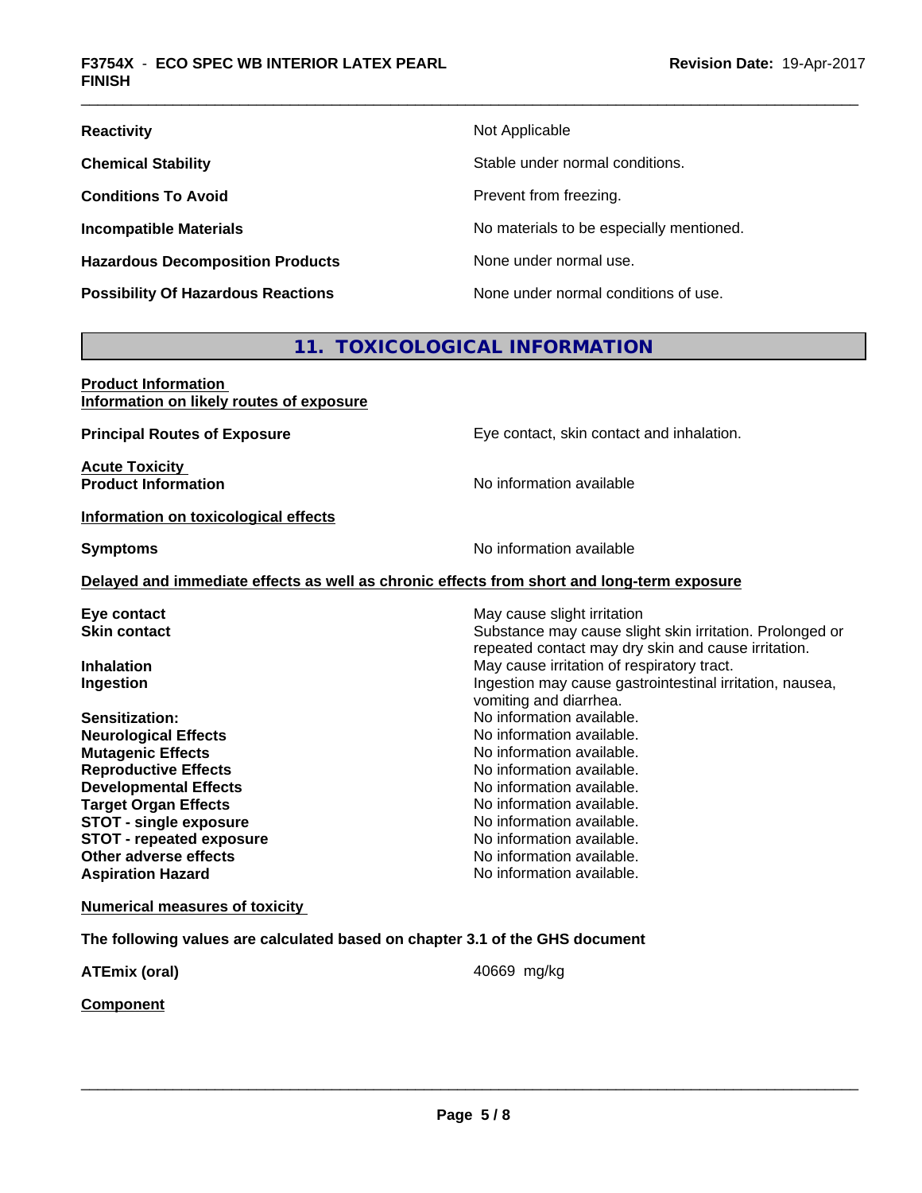| | |
|---|---|
| **Reactivity** | Not Applicable |
| **Chemical Stability** | Stable under normal conditions. |
| **Conditions To Avoid** | Prevent from freezing. |
| **Incompatible Materials** | No materials to be especially mentioned. |
| **Hazardous Decomposition Products** | None under normal use. |
| **Possibility Of Hazardous Reactions** | None under normal conditions of use. |

## 11. TOXICOLOGICAL INFORMATION

**Product Information**
**Information on likely routes of exposure**

**Principal Routes of Exposure** — Eye contact, skin contact and inhalation.

**Acute Toxicity**
**Product Information** — No information available

**Information on toxicological effects**

**Symptoms** — No information available

**Delayed and immediate effects as well as chronic effects from short and long-term exposure**

| | |
|---|---|
| **Eye contact** | May cause slight irritation |
| **Skin contact** | Substance may cause slight skin irritation. Prolonged or repeated contact may dry skin and cause irritation. |
| **Inhalation** | May cause irritation of respiratory tract. |
| **Ingestion** | Ingestion may cause gastrointestinal irritation, nausea, vomiting and diarrhea. |
| **Sensitization:** | No information available. |
| **Neurological Effects** | No information available. |
| **Mutagenic Effects** | No information available. |
| **Reproductive Effects** | No information available. |
| **Developmental Effects** | No information available. |
| **Target Organ Effects** | No information available. |
| **STOT - single exposure** | No information available. |
| **STOT - repeated exposure** | No information available. |
| **Other adverse effects** | No information available. |
| **Aspiration Hazard** | No information available. |

**Numerical measures of toxicity**

**The following values are calculated based on chapter 3.1 of the GHS document**

**ATEmix (oral)** — 40669 mg/kg

**Component**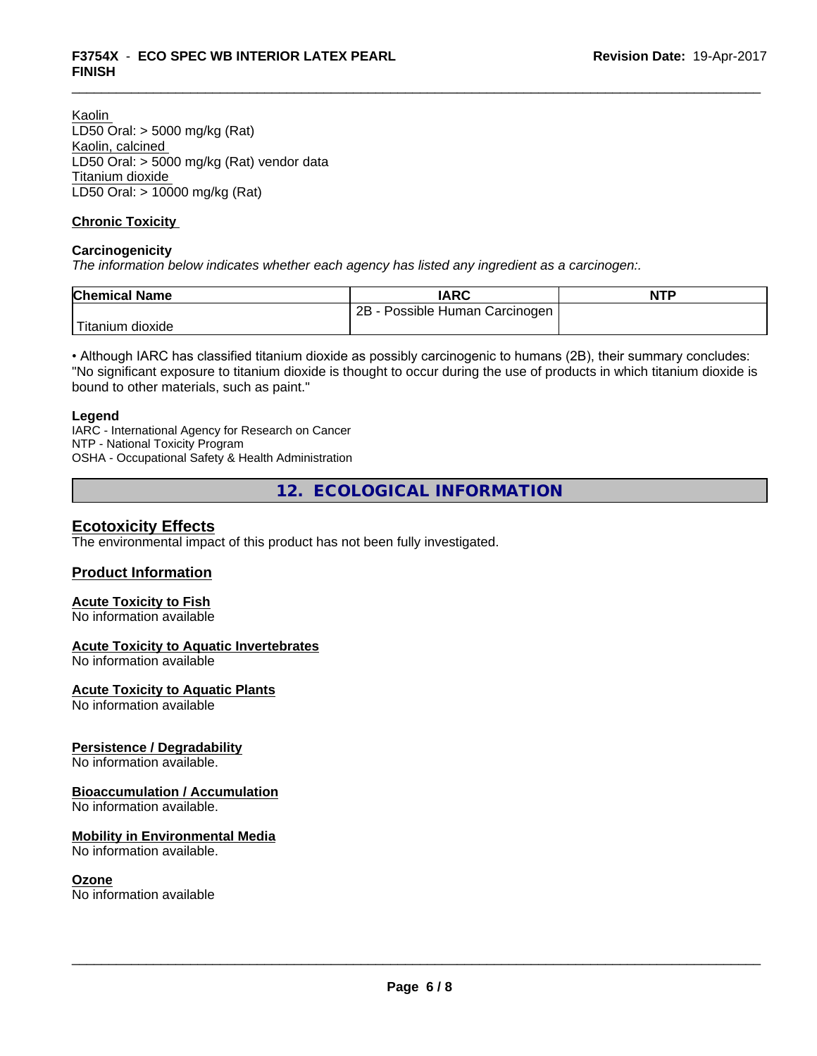Kaolin
LD50 Oral: > 5000 mg/kg (Rat)
Kaolin, calcined
LD50 Oral: > 5000 mg/kg (Rat) vendor data
Titanium dioxide
LD50 Oral: > 10000 mg/kg (Rat)

**Chronic Toxicity**

**Carcinogenicity**
*The information below indicates whether each agency has listed any ingredient as a carcinogen:.*

| Chemical Name | IARC | NTP |
|---|---|---|
| Titanium dioxide | 2B - Possible Human Carcinogen | |

• Although IARC has classified titanium dioxide as possibly carcinogenic to humans (2B), their summary concludes: "No significant exposure to titanium dioxide is thought to occur during the use of products in which titanium dioxide is bound to other materials, such as paint."

**Legend**
IARC - International Agency for Research on Cancer
NTP - National Toxicity Program
OSHA - Occupational Safety & Health Administration

## 12. ECOLOGICAL INFORMATION

### Ecotoxicity Effects
The environmental impact of this product has not been fully investigated.

### Product Information

**Acute Toxicity to Fish**
No information available

**Acute Toxicity to Aquatic Invertebrates**
No information available

**Acute Toxicity to Aquatic Plants**
No information available

**Persistence / Degradability**
No information available.

**Bioaccumulation / Accumulation**
No information available.

**Mobility in Environmental Media**
No information available.

**Ozone**
No information available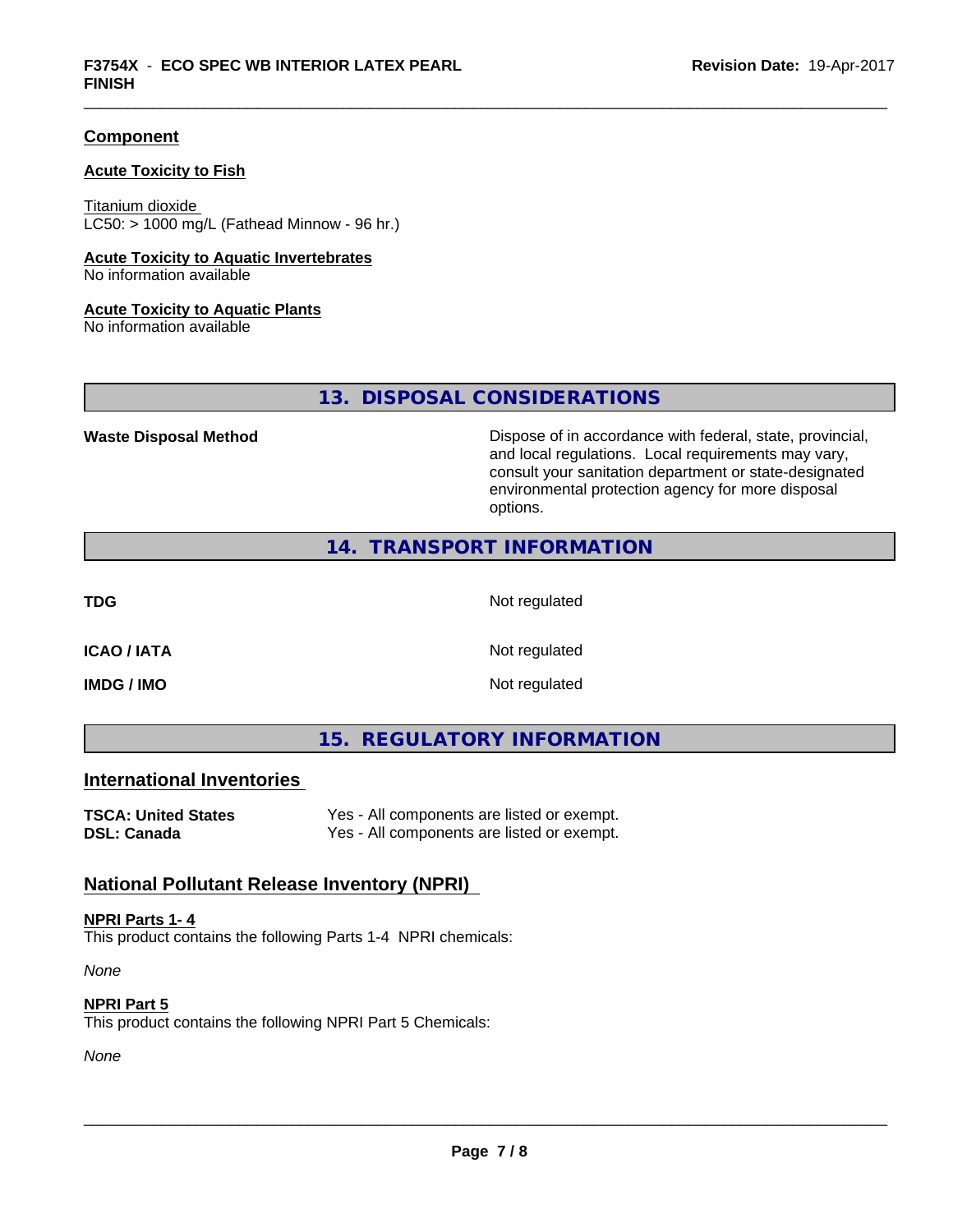## Component

### Acute Toxicity to Fish

Titanium dioxide
LC50: > 1000 mg/L (Fathead Minnow - 96 hr.)

### Acute Toxicity to Aquatic Invertebrates

No information available

### Acute Toxicity to Aquatic Plants

No information available

## 13. DISPOSAL CONSIDERATIONS

| | |
|---|---|
| **Waste Disposal Method** | Dispose of in accordance with federal, state, provincial, and local regulations. Local requirements may vary, consult your sanitation department or state-designated environmental protection agency for more disposal options. |

## 14. TRANSPORT INFORMATION

| | |
|---|---|
| **TDG** | Not regulated |
| **ICAO / IATA** | Not regulated |
| **IMDG / IMO** | Not regulated |

## 15. REGULATORY INFORMATION

### International Inventories

| | |
|---|---|
| **TSCA: United States** | Yes - All components are listed or exempt. |
| **DSL: Canada** | Yes - All components are listed or exempt. |

### National Pollutant Release Inventory (NPRI)

**NPRI Parts 1- 4**
This product contains the following Parts 1-4 NPRI chemicals:

*None*

**NPRI Part 5**
This product contains the following NPRI Part 5 Chemicals:

*None*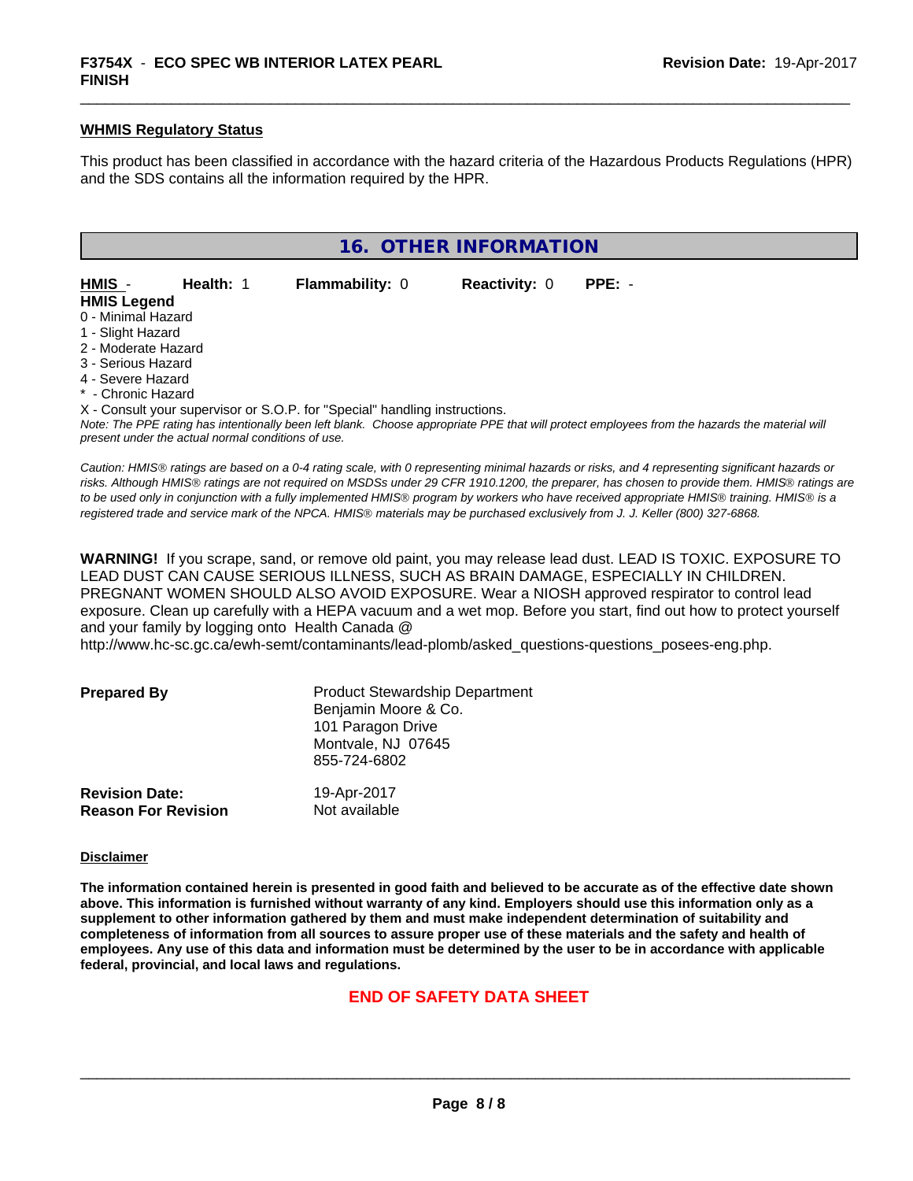**WHMIS Regulatory Status**

This product has been classified in accordance with the hazard criteria of the Hazardous Products Regulations (HPR) and the SDS contains all the information required by the HPR.

## 16. OTHER INFORMATION

| **HMIS** - | **Health:** 1 | **Flammability:** 0 | **Reactivity:** 0 | **PPE:** - |
|---|---|---|---|---|

**HMIS Legend**

0 - Minimal Hazard
1 - Slight Hazard
2 - Moderate Hazard
3 - Serious Hazard
4 - Severe Hazard
* - Chronic Hazard
X - Consult your supervisor or S.O.P. for "Special" handling instructions.

*Note: The PPE rating has intentionally been left blank. Choose appropriate PPE that will protect employees from the hazards the material will present under the actual normal conditions of use.*

*Caution: HMIS® ratings are based on a 0-4 rating scale, with 0 representing minimal hazards or risks, and 4 representing significant hazards or risks. Although HMIS® ratings are not required on MSDSs under 29 CFR 1910.1200, the preparer, has chosen to provide them. HMIS® ratings are to be used only in conjunction with a fully implemented HMIS® program by workers who have received appropriate HMIS® training. HMIS® is a registered trade and service mark of the NPCA. HMIS® materials may be purchased exclusively from J. J. Keller (800) 327-6868.*

**WARNING!** If you scrape, sand, or remove old paint, you may release lead dust. LEAD IS TOXIC. EXPOSURE TO LEAD DUST CAN CAUSE SERIOUS ILLNESS, SUCH AS BRAIN DAMAGE, ESPECIALLY IN CHILDREN. PREGNANT WOMEN SHOULD ALSO AVOID EXPOSURE. Wear a NIOSH approved respirator to control lead exposure. Clean up carefully with a HEPA vacuum and a wet mop. Before you start, find out how to protect yourself and your family by logging onto Health Canada @ http://www.hc-sc.gc.ca/ewh-semt/contaminants/lead-plomb/asked_questions-questions_posees-eng.php.

| | |
|---|---|
| **Prepared By** | Product Stewardship Department<br>Benjamin Moore & Co.<br>101 Paragon Drive<br>Montvale, NJ 07645<br>855-724-6802 |
| **Revision Date:** | 19-Apr-2017 |
| **Reason For Revision** | Not available |

**Disclaimer**

**The information contained herein is presented in good faith and believed to be accurate as of the effective date shown above. This information is furnished without warranty of any kind. Employers should use this information only as a supplement to other information gathered by them and must make independent determination of suitability and completeness of information from all sources to assure proper use of these materials and the safety and health of employees. Any use of this data and information must be determined by the user to be in accordance with applicable federal, provincial, and local laws and regulations.**

**END OF SAFETY DATA SHEET**